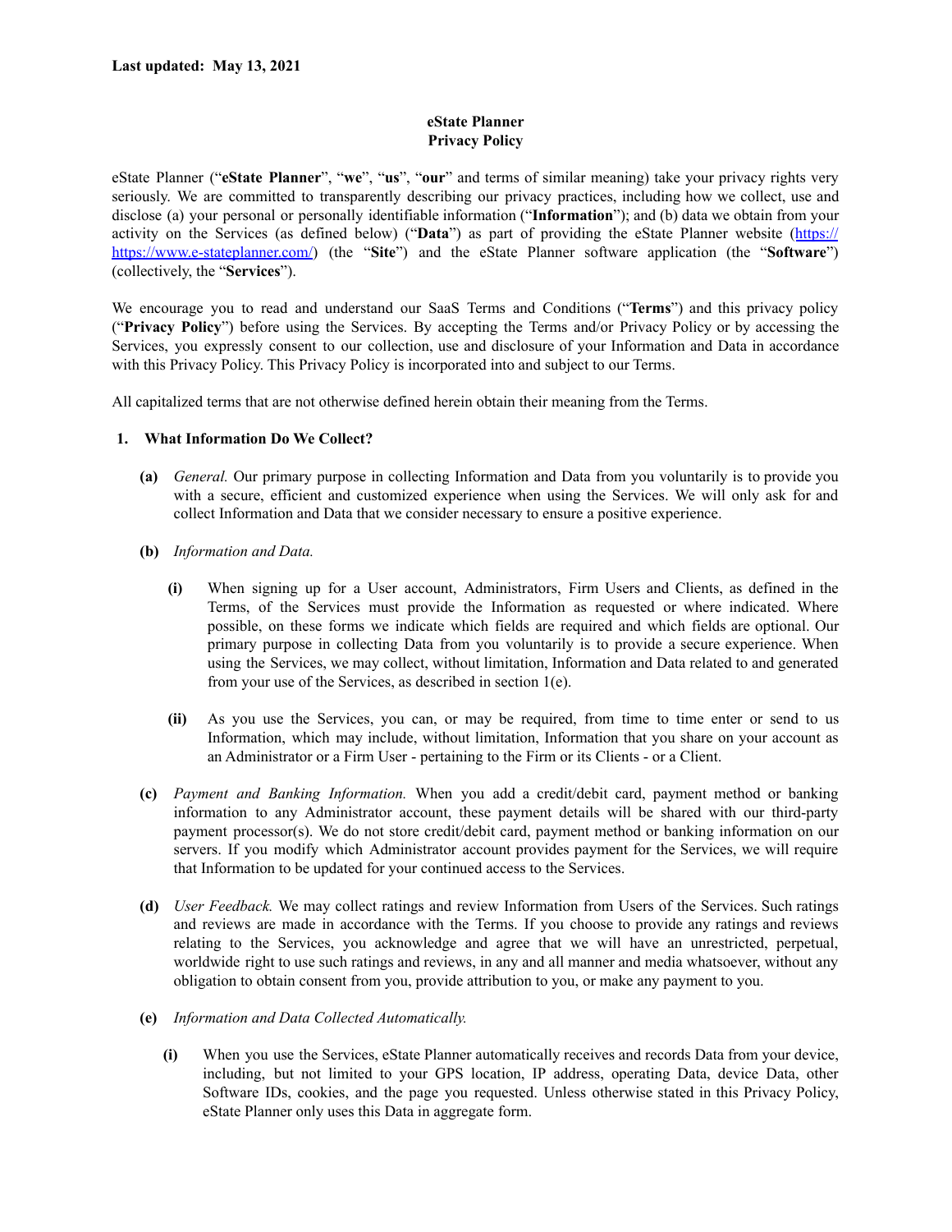**Last updated: May 13, 2021**

# eState Planner
# Privacy Policy

eState Planner ("**eState Planner**", "**we**", "**us**", "**our**" and terms of similar meaning) take your privacy rights very seriously. We are committed to transparently describing our privacy practices, including how we collect, use and disclose (a) your personal or personally identifiable information ("**Information**"); and (b) data we obtain from your activity on the Services (as defined below) ("**Data**") as part of providing the eState Planner website (https://https://www.e-stateplanner.com/) (the "**Site**") and the eState Planner software application (the "**Software**") (collectively, the "**Services**").

We encourage you to read and understand our SaaS Terms and Conditions ("**Terms**") and this privacy policy ("**Privacy Policy**") before using the Services. By accepting the Terms and/or Privacy Policy or by accessing the Services, you expressly consent to our collection, use and disclosure of your Information and Data in accordance with this Privacy Policy. This Privacy Policy is incorporated into and subject to our Terms.

All capitalized terms that are not otherwise defined herein obtain their meaning from the Terms.

## 1. What Information Do We Collect?

**(a)** *General.* Our primary purpose in collecting Information and Data from you voluntarily is to provide you with a secure, efficient and customized experience when using the Services. We will only ask for and collect Information and Data that we consider necessary to ensure a positive experience.

**(b)** *Information and Data.*

**(i)** When signing up for a User account, Administrators, Firm Users and Clients, as defined in the Terms, of the Services must provide the Information as requested or where indicated. Where possible, on these forms we indicate which fields are required and which fields are optional. Our primary purpose in collecting Data from you voluntarily is to provide a secure experience. When using the Services, we may collect, without limitation, Information and Data related to and generated from your use of the Services, as described in section 1(e).

**(ii)** As you use the Services, you can, or may be required, from time to time enter or send to us Information, which may include, without limitation, Information that you share on your account as an Administrator or a Firm User - pertaining to the Firm or its Clients - or a Client.

**(c)** *Payment and Banking Information.* When you add a credit/debit card, payment method or banking information to any Administrator account, these payment details will be shared with our third-party payment processor(s). We do not store credit/debit card, payment method or banking information on our servers. If you modify which Administrator account provides payment for the Services, we will require that Information to be updated for your continued access to the Services.

**(d)** *User Feedback.* We may collect ratings and review Information from Users of the Services. Such ratings and reviews are made in accordance with the Terms. If you choose to provide any ratings and reviews relating to the Services, you acknowledge and agree that we will have an unrestricted, perpetual, worldwide right to use such ratings and reviews, in any and all manner and media whatsoever, without any obligation to obtain consent from you, provide attribution to you, or make any payment to you.

**(e)** *Information and Data Collected Automatically.*

**(i)** When you use the Services, eState Planner automatically receives and records Data from your device, including, but not limited to your GPS location, IP address, operating Data, device Data, other Software IDs, cookies, and the page you requested. Unless otherwise stated in this Privacy Policy, eState Planner only uses this Data in aggregate form.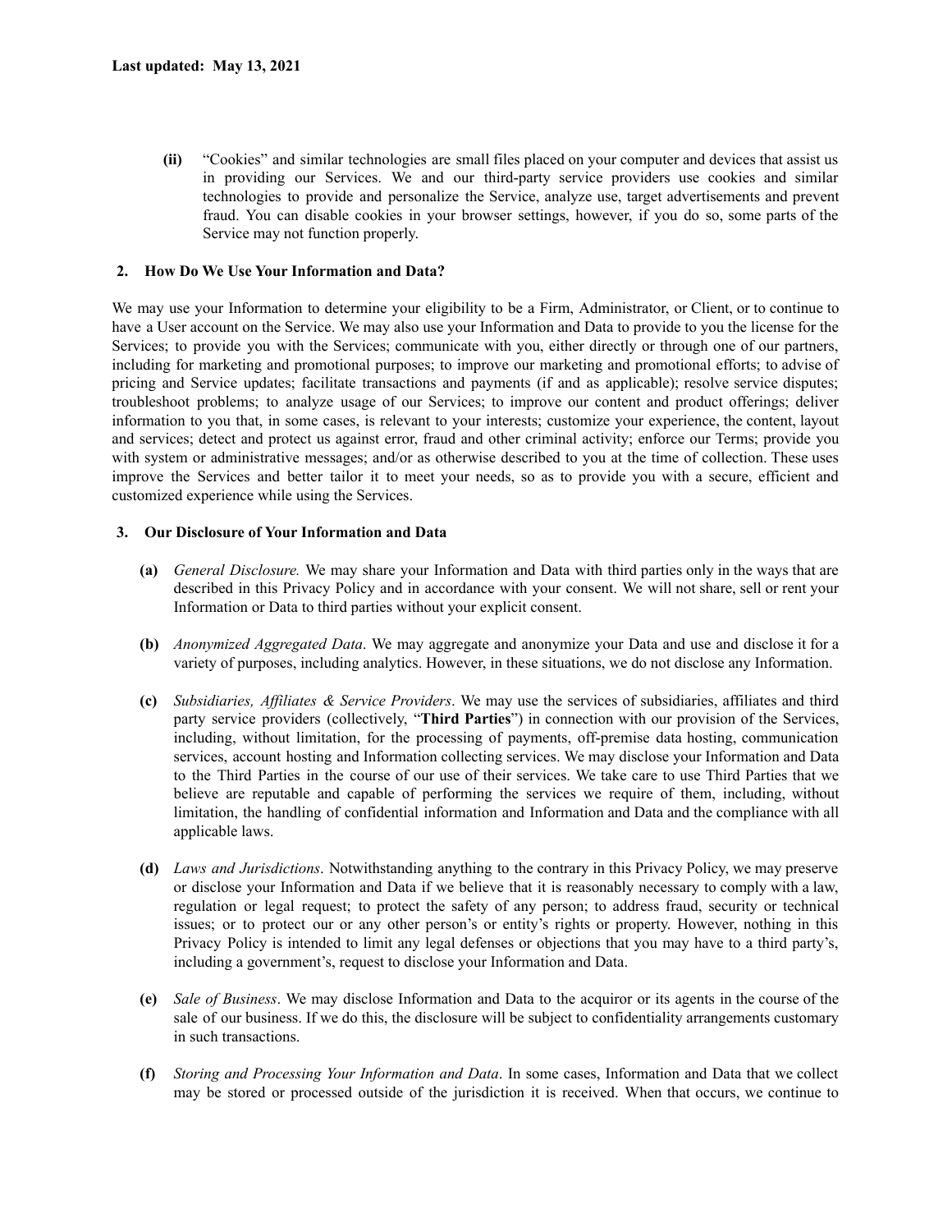**Last updated: May 13, 2021**

**(ii)** "Cookies" and similar technologies are small files placed on your computer and devices that assist us in providing our Services. We and our third-party service providers use cookies and similar technologies to provide and personalize the Service, analyze use, target advertisements and prevent fraud. You can disable cookies in your browser settings, however, if you do so, some parts of the Service may not function properly.

## 2. How Do We Use Your Information and Data?

We may use your Information to determine your eligibility to be a Firm, Administrator, or Client, or to continue to have a User account on the Service. We may also use your Information and Data to provide to you the license for the Services; to provide you with the Services; communicate with you, either directly or through one of our partners, including for marketing and promotional purposes; to improve our marketing and promotional efforts; to advise of pricing and Service updates; facilitate transactions and payments (if and as applicable); resolve service disputes; troubleshoot problems; to analyze usage of our Services; to improve our content and product offerings; deliver information to you that, in some cases, is relevant to your interests; customize your experience, the content, layout and services; detect and protect us against error, fraud and other criminal activity; enforce our Terms; provide you with system or administrative messages; and/or as otherwise described to you at the time of collection. These uses improve the Services and better tailor it to meet your needs, so as to provide you with a secure, efficient and customized experience while using the Services.

## 3. Our Disclosure of Your Information and Data

**(a)** *General Disclosure.* We may share your Information and Data with third parties only in the ways that are described in this Privacy Policy and in accordance with your consent. We will not share, sell or rent your Information or Data to third parties without your explicit consent.

**(b)** *Anonymized Aggregated Data*. We may aggregate and anonymize your Data and use and disclose it for a variety of purposes, including analytics. However, in these situations, we do not disclose any Information.

**(c)** *Subsidiaries, Affiliates & Service Providers*. We may use the services of subsidiaries, affiliates and third party service providers (collectively, "**Third Parties**") in connection with our provision of the Services, including, without limitation, for the processing of payments, off-premise data hosting, communication services, account hosting and Information collecting services. We may disclose your Information and Data to the Third Parties in the course of our use of their services. We take care to use Third Parties that we believe are reputable and capable of performing the services we require of them, including, without limitation, the handling of confidential information and Information and Data and the compliance with all applicable laws.

**(d)** *Laws and Jurisdictions*. Notwithstanding anything to the contrary in this Privacy Policy, we may preserve or disclose your Information and Data if we believe that it is reasonably necessary to comply with a law, regulation or legal request; to protect the safety of any person; to address fraud, security or technical issues; or to protect our or any other person's or entity's rights or property. However, nothing in this Privacy Policy is intended to limit any legal defenses or objections that you may have to a third party's, including a government's, request to disclose your Information and Data.

**(e)** *Sale of Business*. We may disclose Information and Data to the acquiror or its agents in the course of the sale of our business. If we do this, the disclosure will be subject to confidentiality arrangements customary in such transactions.

**(f)** *Storing and Processing Your Information and Data*. In some cases, Information and Data that we collect may be stored or processed outside of the jurisdiction it is received. When that occurs, we continue to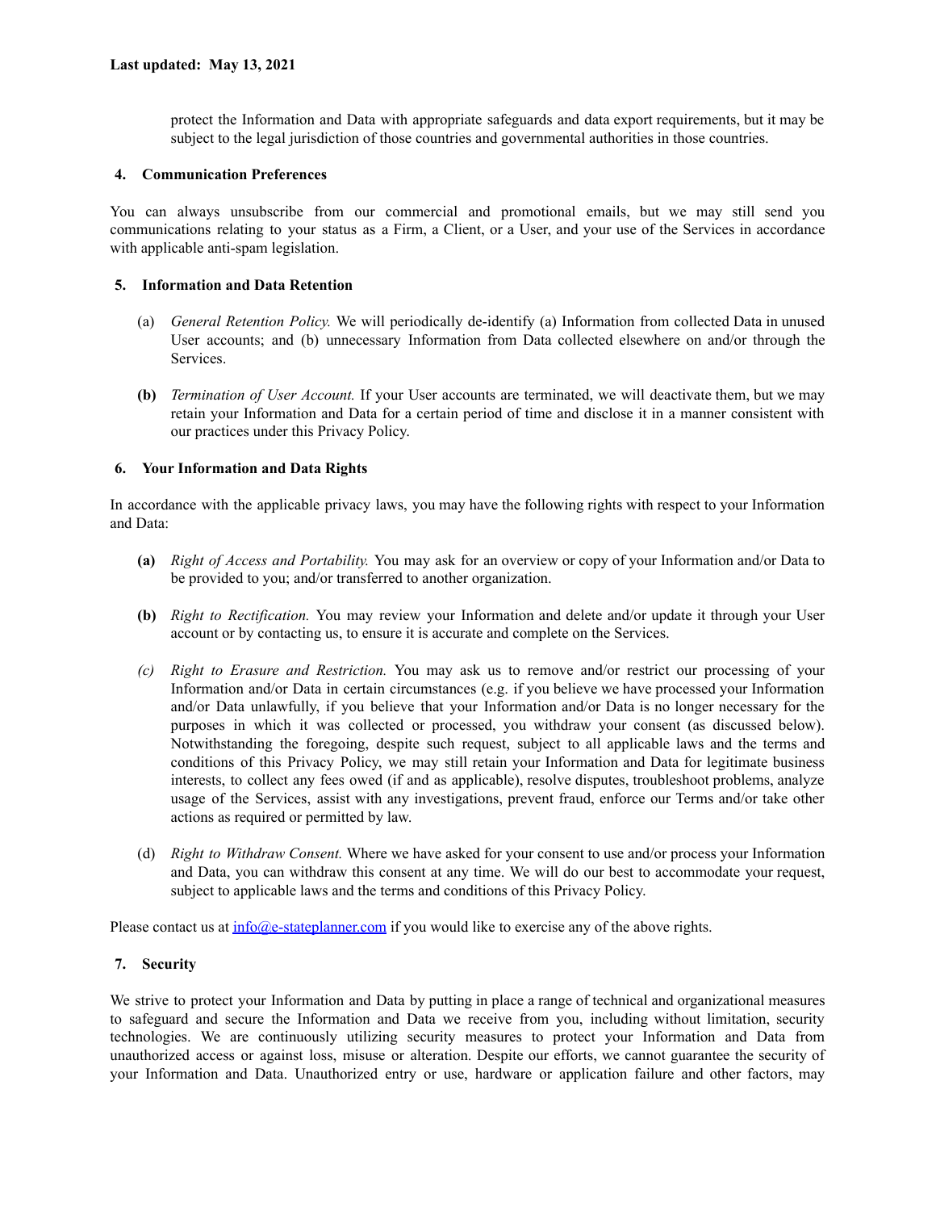protect the Information and Data with appropriate safeguards and data export requirements, but it may be subject to the legal jurisdiction of those countries and governmental authorities in those countries.

## 4. Communication Preferences

You can always unsubscribe from our commercial and promotional emails, but we may still send you communications relating to your status as a Firm, a Client, or a User, and your use of the Services in accordance with applicable anti-spam legislation.

## 5. Information and Data Retention

(a) *General Retention Policy.* We will periodically de-identify (a) Information from collected Data in unused User accounts; and (b) unnecessary Information from Data collected elsewhere on and/or through the Services.

**(b)** *Termination of User Account.* If your User accounts are terminated, we will deactivate them, but we may retain your Information and Data for a certain period of time and disclose it in a manner consistent with our practices under this Privacy Policy.

## 6. Your Information and Data Rights

In accordance with the applicable privacy laws, you may have the following rights with respect to your Information and Data:

**(a)** *Right of Access and Portability.* You may ask for an overview or copy of your Information and/or Data to be provided to you; and/or transferred to another organization.

**(b)** *Right to Rectification.* You may review your Information and delete and/or update it through your User account or by contacting us, to ensure it is accurate and complete on the Services.

*(c)* *Right to Erasure and Restriction.* You may ask us to remove and/or restrict our processing of your Information and/or Data in certain circumstances (e.g. if you believe we have processed your Information and/or Data unlawfully, if you believe that your Information and/or Data is no longer necessary for the purposes in which it was collected or processed, you withdraw your consent (as discussed below). Notwithstanding the foregoing, despite such request, subject to all applicable laws and the terms and conditions of this Privacy Policy, we may still retain your Information and Data for legitimate business interests, to collect any fees owed (if and as applicable), resolve disputes, troubleshoot problems, analyze usage of the Services, assist with any investigations, prevent fraud, enforce our Terms and/or take other actions as required or permitted by law.

(d) *Right to Withdraw Consent.* Where we have asked for your consent to use and/or process your Information and Data, you can withdraw this consent at any time. We will do our best to accommodate your request, subject to applicable laws and the terms and conditions of this Privacy Policy.

Please contact us at [info@e-stateplanner.com](mailto:info@e-stateplanner.com) if you would like to exercise any of the above rights.

## 7. Security

We strive to protect your Information and Data by putting in place a range of technical and organizational measures to safeguard and secure the Information and Data we receive from you, including without limitation, security technologies. We are continuously utilizing security measures to protect your Information and Data from unauthorized access or against loss, misuse or alteration. Despite our efforts, we cannot guarantee the security of your Information and Data. Unauthorized entry or use, hardware or application failure and other factors, may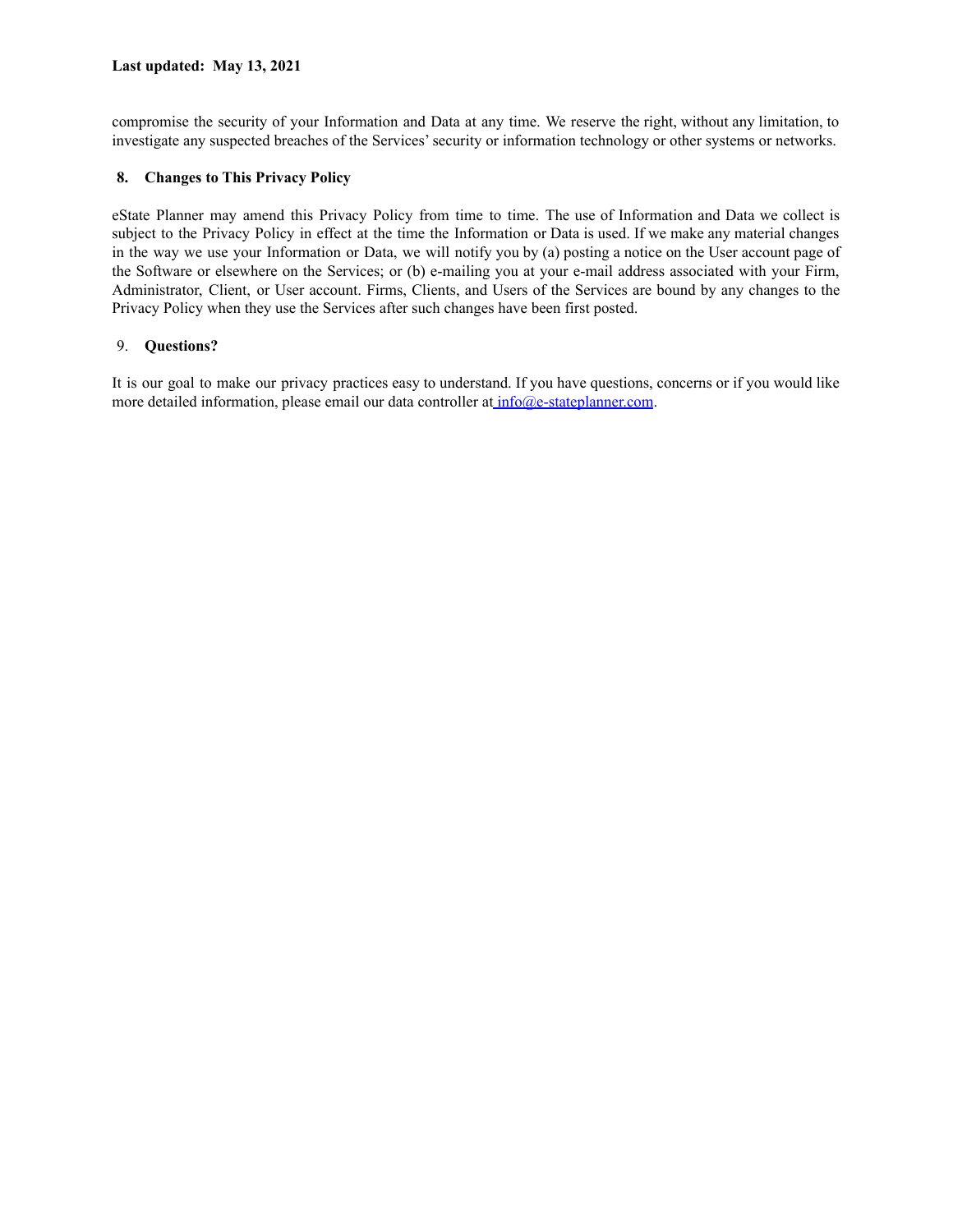compromise the security of your Information and Data at any time. We reserve the right, without any limitation, to investigate any suspected breaches of the Services' security or information technology or other systems or networks.

## 8. Changes to This Privacy Policy

eState Planner may amend this Privacy Policy from time to time. The use of Information and Data we collect is subject to the Privacy Policy in effect at the time the Information or Data is used. If we make any material changes in the way we use your Information or Data, we will notify you by (a) posting a notice on the User account page of the Software or elsewhere on the Services; or (b) e-mailing you at your e-mail address associated with your Firm, Administrator, Client, or User account. Firms, Clients, and Users of the Services are bound by any changes to the Privacy Policy when they use the Services after such changes have been first posted.

## 9. Questions?

It is our goal to make our privacy practices easy to understand. If you have questions, concerns or if you would like more detailed information, please email our data controller at info@e-stateplanner.com.